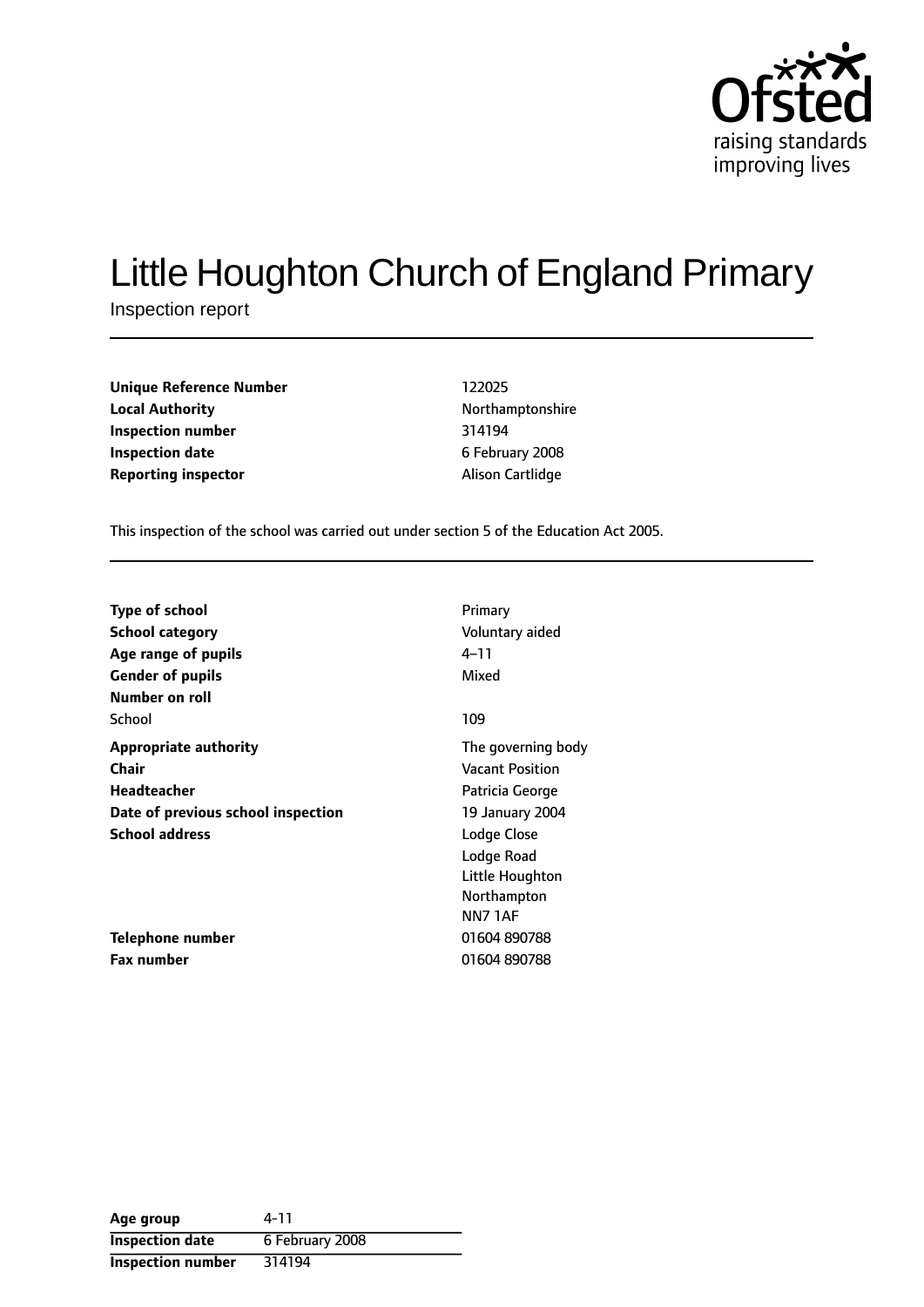# Little Houghton Church of England Primary

Inspection report

| | |
|---|---|
| **Unique Reference Number** | 122025 |
| **Local Authority** | Northamptonshire |
| **Inspection number** | 314194 |
| **Inspection date** | 6 February 2008 |
| **Reporting inspector** | Alison Cartlidge |

This inspection of the school was carried out under section 5 of the Education Act 2005.

| | |
|---|---|
| **Type of school** | Primary |
| **School category** | Voluntary aided |
| **Age range of pupils** | 4–11 |
| **Gender of pupils** | Mixed |
| **Number on roll** | |
| School | 109 |
| **Appropriate authority** | The governing body |
| **Chair** | Vacant Position |
| **Headteacher** | Patricia George |
| **Date of previous school inspection** | 19 January 2004 |
| **School address** | Lodge Close<br>Lodge Road<br>Little Houghton<br>Northampton<br>NN7 1AF |
| **Telephone number** | 01604 890788 |
| **Fax number** | 01604 890788 |

| | |
|---|---|
| **Age group** | 4-11 |
| **Inspection date** | 6 February 2008 |
| **Inspection number** | 314194 |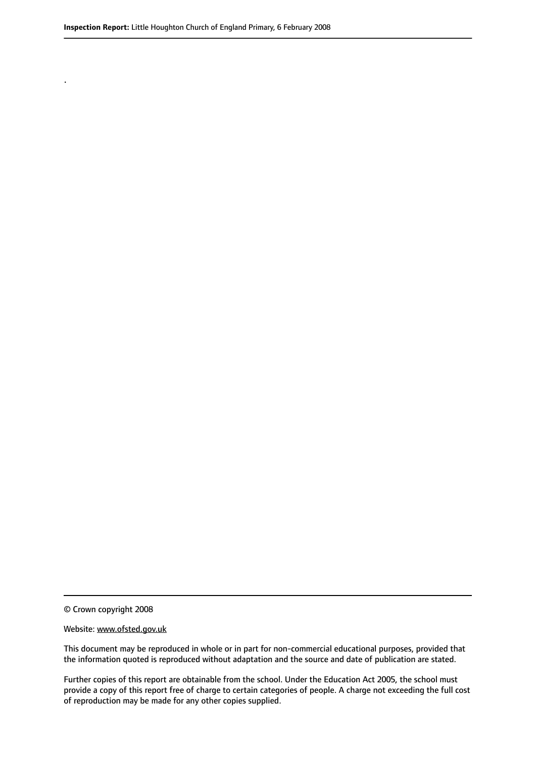.

© Crown copyright 2008

Website: www.ofsted.gov.uk

This document may be reproduced in whole or in part for non-commercial educational purposes, provided that the information quoted is reproduced without adaptation and the source and date of publication are stated.

Further copies of this report are obtainable from the school. Under the Education Act 2005, the school must provide a copy of this report free of charge to certain categories of people. A charge not exceeding the full cost of reproduction may be made for any other copies supplied.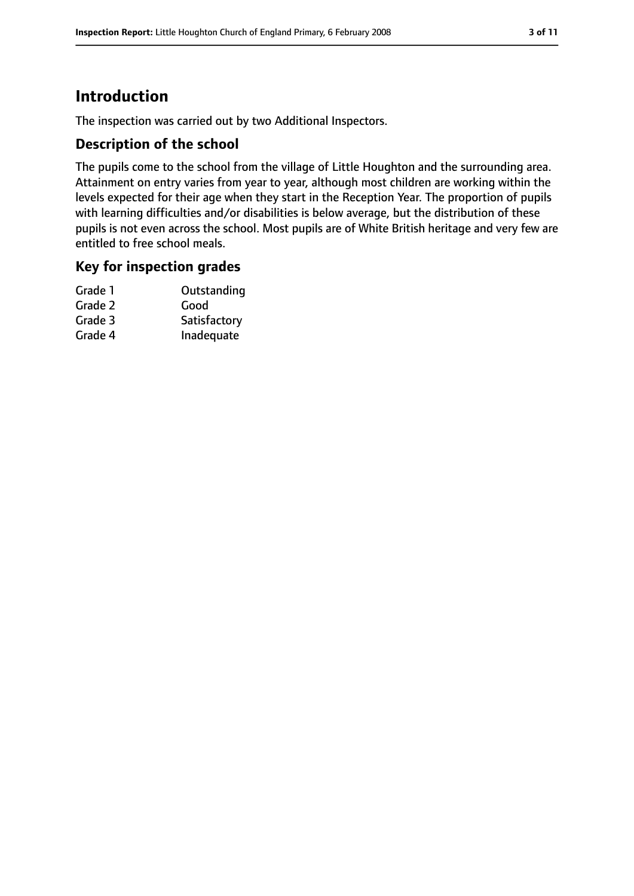# Introduction

The inspection was carried out by two Additional Inspectors.

## Description of the school

The pupils come to the school from the village of Little Houghton and the surrounding area. Attainment on entry varies from year to year, although most children are working within the levels expected for their age when they start in the Reception Year. The proportion of pupils with learning difficulties and/or disabilities is below average, but the distribution of these pupils is not even across the school. Most pupils are of White British heritage and very few are entitled to free school meals.

## Key for inspection grades

| | |
|---|---|
| Grade 1 | Outstanding |
| Grade 2 | Good |
| Grade 3 | Satisfactory |
| Grade 4 | Inadequate |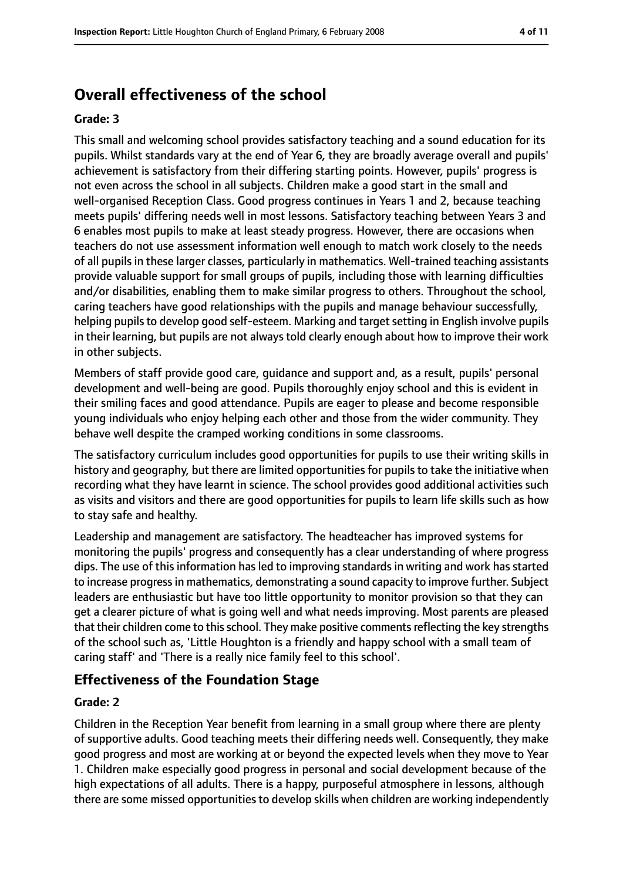## Overall effectiveness of the school

**Grade: 3**

This small and welcoming school provides satisfactory teaching and a sound education for its pupils. Whilst standards vary at the end of Year 6, they are broadly average overall and pupils' achievement is satisfactory from their differing starting points. However, pupils' progress is not even across the school in all subjects. Children make a good start in the small and well-organised Reception Class. Good progress continues in Years 1 and 2, because teaching meets pupils' differing needs well in most lessons. Satisfactory teaching between Years 3 and 6 enables most pupils to make at least steady progress. However, there are occasions when teachers do not use assessment information well enough to match work closely to the needs of all pupils in these larger classes, particularly in mathematics. Well-trained teaching assistants provide valuable support for small groups of pupils, including those with learning difficulties and/or disabilities, enabling them to make similar progress to others. Throughout the school, caring teachers have good relationships with the pupils and manage behaviour successfully, helping pupils to develop good self-esteem. Marking and target setting in English involve pupils in their learning, but pupils are not always told clearly enough about how to improve their work in other subjects.

Members of staff provide good care, guidance and support and, as a result, pupils' personal development and well-being are good. Pupils thoroughly enjoy school and this is evident in their smiling faces and good attendance. Pupils are eager to please and become responsible young individuals who enjoy helping each other and those from the wider community. They behave well despite the cramped working conditions in some classrooms.

The satisfactory curriculum includes good opportunities for pupils to use their writing skills in history and geography, but there are limited opportunities for pupils to take the initiative when recording what they have learnt in science. The school provides good additional activities such as visits and visitors and there are good opportunities for pupils to learn life skills such as how to stay safe and healthy.

Leadership and management are satisfactory. The headteacher has improved systems for monitoring the pupils' progress and consequently has a clear understanding of where progress dips. The use of this information has led to improving standards in writing and work has started to increase progress in mathematics, demonstrating a sound capacity to improve further. Subject leaders are enthusiastic but have too little opportunity to monitor provision so that they can get a clearer picture of what is going well and what needs improving. Most parents are pleased that their children come to this school. They make positive comments reflecting the key strengths of the school such as, 'Little Houghton is a friendly and happy school with a small team of caring staff' and 'There is a really nice family feel to this school'.

### Effectiveness of the Foundation Stage

**Grade: 2**

Children in the Reception Year benefit from learning in a small group where there are plenty of supportive adults. Good teaching meets their differing needs well. Consequently, they make good progress and most are working at or beyond the expected levels when they move to Year 1. Children make especially good progress in personal and social development because of the high expectations of all adults. There is a happy, purposeful atmosphere in lessons, although there are some missed opportunities to develop skills when children are working independently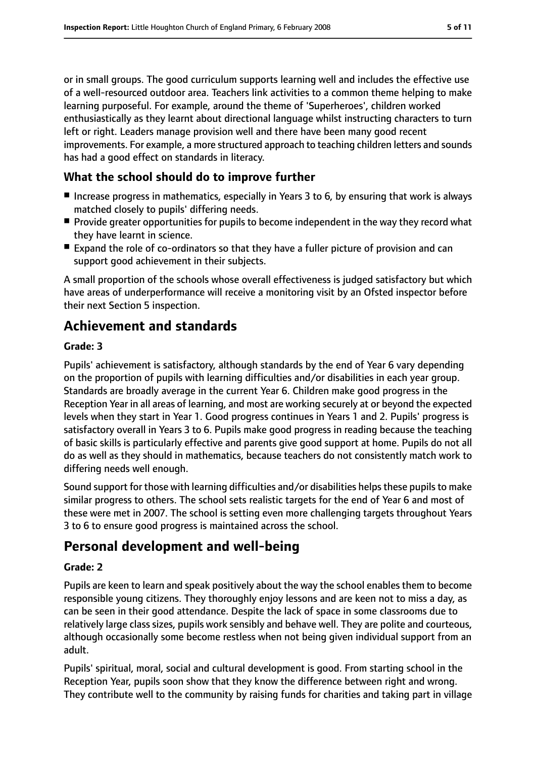or in small groups. The good curriculum supports learning well and includes the effective use of a well-resourced outdoor area. Teachers link activities to a common theme helping to make learning purposeful. For example, around the theme of 'Superheroes', children worked enthusiastically as they learnt about directional language whilst instructing characters to turn left or right. Leaders manage provision well and there have been many good recent improvements. For example, a more structured approach to teaching children letters and sounds has had a good effect on standards in literacy.

### What the school should do to improve further

- Increase progress in mathematics, especially in Years 3 to 6, by ensuring that work is always matched closely to pupils' differing needs.
- Provide greater opportunities for pupils to become independent in the way they record what they have learnt in science.
- Expand the role of co-ordinators so that they have a fuller picture of provision and can support good achievement in their subjects.

A small proportion of the schools whose overall effectiveness is judged satisfactory but which have areas of underperformance will receive a monitoring visit by an Ofsted inspector before their next Section 5 inspection.

## Achievement and standards

#### Grade: 3

Pupils' achievement is satisfactory, although standards by the end of Year 6 vary depending on the proportion of pupils with learning difficulties and/or disabilities in each year group. Standards are broadly average in the current Year 6. Children make good progress in the Reception Year in all areas of learning, and most are working securely at or beyond the expected levels when they start in Year 1. Good progress continues in Years 1 and 2. Pupils' progress is satisfactory overall in Years 3 to 6. Pupils make good progress in reading because the teaching of basic skills is particularly effective and parents give good support at home. Pupils do not all do as well as they should in mathematics, because teachers do not consistently match work to differing needs well enough.

Sound support for those with learning difficulties and/or disabilities helps these pupils to make similar progress to others. The school sets realistic targets for the end of Year 6 and most of these were met in 2007. The school is setting even more challenging targets throughout Years 3 to 6 to ensure good progress is maintained across the school.

## Personal development and well-being

#### Grade: 2

Pupils are keen to learn and speak positively about the way the school enables them to become responsible young citizens. They thoroughly enjoy lessons and are keen not to miss a day, as can be seen in their good attendance. Despite the lack of space in some classrooms due to relatively large class sizes, pupils work sensibly and behave well. They are polite and courteous, although occasionally some become restless when not being given individual support from an adult.

Pupils' spiritual, moral, social and cultural development is good. From starting school in the Reception Year, pupils soon show that they know the difference between right and wrong. They contribute well to the community by raising funds for charities and taking part in village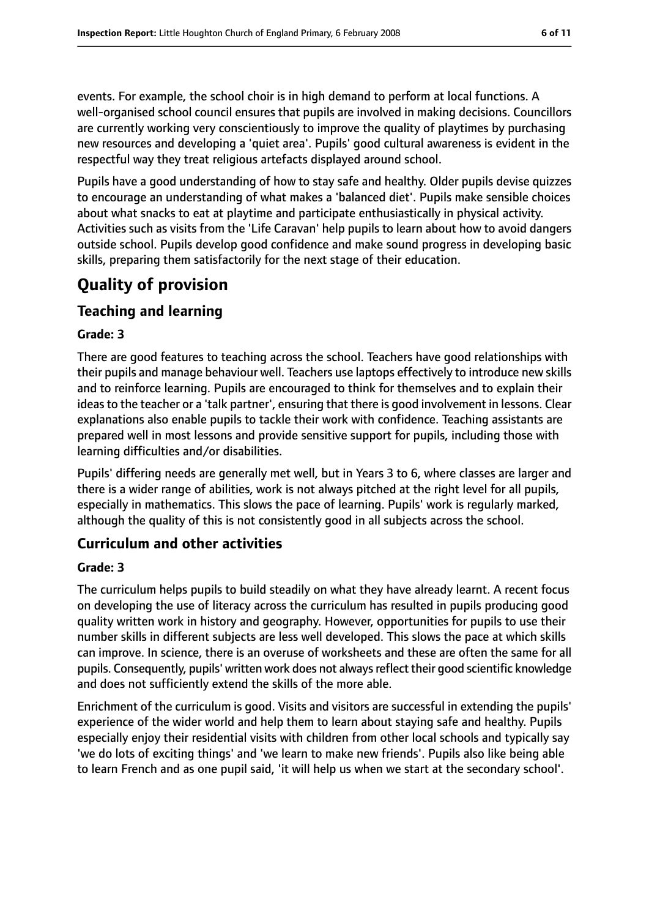events. For example, the school choir is in high demand to perform at local functions. A well-organised school council ensures that pupils are involved in making decisions. Councillors are currently working very conscientiously to improve the quality of playtimes by purchasing new resources and developing a 'quiet area'. Pupils' good cultural awareness is evident in the respectful way they treat religious artefacts displayed around school.

Pupils have a good understanding of how to stay safe and healthy. Older pupils devise quizzes to encourage an understanding of what makes a 'balanced diet'. Pupils make sensible choices about what snacks to eat at playtime and participate enthusiastically in physical activity. Activities such as visits from the 'Life Caravan' help pupils to learn about how to avoid dangers outside school. Pupils develop good confidence and make sound progress in developing basic skills, preparing them satisfactorily for the next stage of their education.

# Quality of provision

## Teaching and learning

**Grade: 3**

There are good features to teaching across the school. Teachers have good relationships with their pupils and manage behaviour well. Teachers use laptops effectively to introduce new skills and to reinforce learning. Pupils are encouraged to think for themselves and to explain their ideas to the teacher or a 'talk partner', ensuring that there is good involvement in lessons. Clear explanations also enable pupils to tackle their work with confidence. Teaching assistants are prepared well in most lessons and provide sensitive support for pupils, including those with learning difficulties and/or disabilities.

Pupils' differing needs are generally met well, but in Years 3 to 6, where classes are larger and there is a wider range of abilities, work is not always pitched at the right level for all pupils, especially in mathematics. This slows the pace of learning. Pupils' work is regularly marked, although the quality of this is not consistently good in all subjects across the school.

## Curriculum and other activities

**Grade: 3**

The curriculum helps pupils to build steadily on what they have already learnt. A recent focus on developing the use of literacy across the curriculum has resulted in pupils producing good quality written work in history and geography. However, opportunities for pupils to use their number skills in different subjects are less well developed. This slows the pace at which skills can improve. In science, there is an overuse of worksheets and these are often the same for all pupils. Consequently, pupils' written work does not always reflect their good scientific knowledge and does not sufficiently extend the skills of the more able.

Enrichment of the curriculum is good. Visits and visitors are successful in extending the pupils' experience of the wider world and help them to learn about staying safe and healthy. Pupils especially enjoy their residential visits with children from other local schools and typically say 'we do lots of exciting things' and 'we learn to make new friends'. Pupils also like being able to learn French and as one pupil said, 'it will help us when we start at the secondary school'.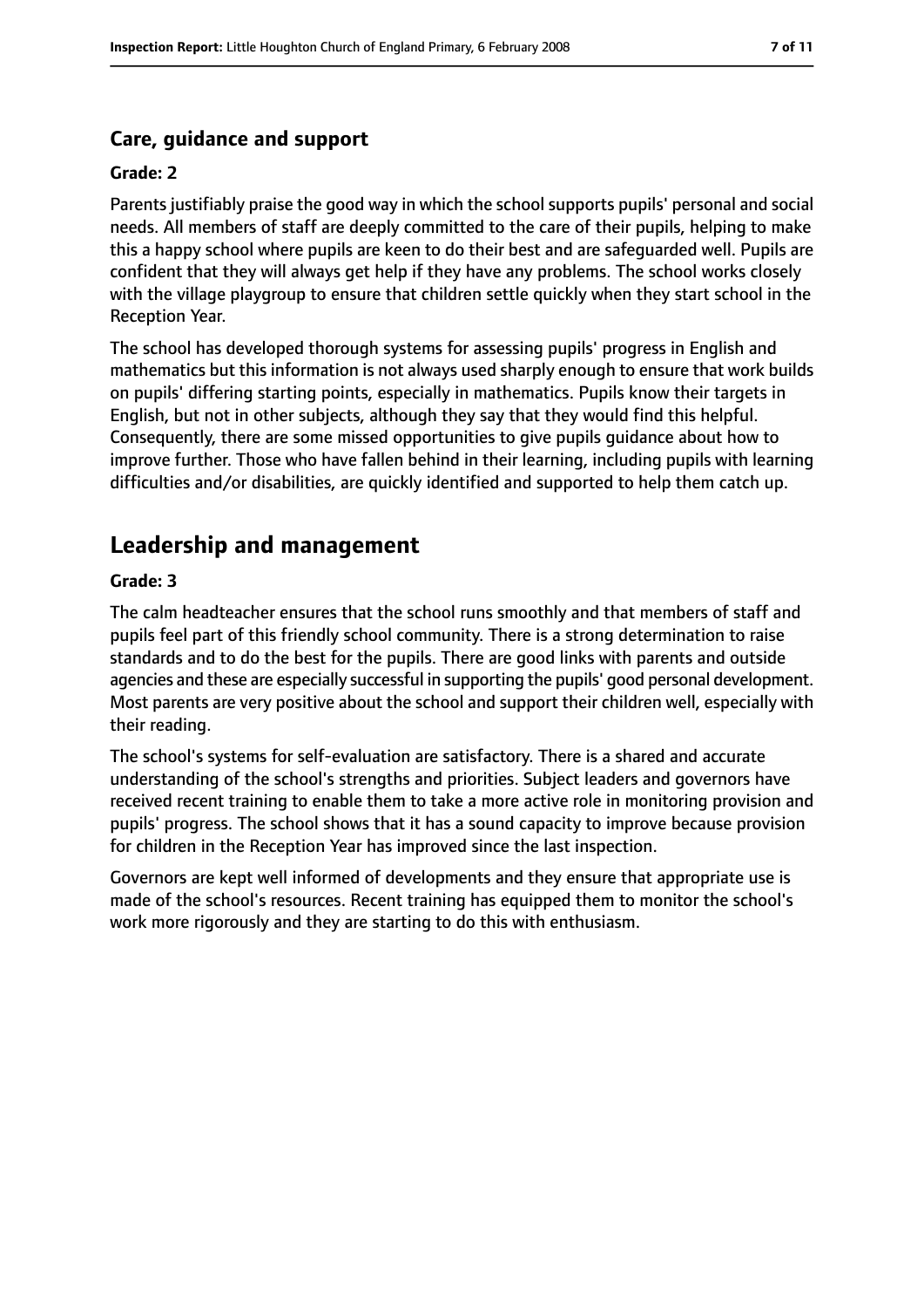### Care, guidance and support

#### Grade: 2

Parents justifiably praise the good way in which the school supports pupils' personal and social needs. All members of staff are deeply committed to the care of their pupils, helping to make this a happy school where pupils are keen to do their best and are safeguarded well. Pupils are confident that they will always get help if they have any problems. The school works closely with the village playgroup to ensure that children settle quickly when they start school in the Reception Year.

The school has developed thorough systems for assessing pupils' progress in English and mathematics but this information is not always used sharply enough to ensure that work builds on pupils' differing starting points, especially in mathematics. Pupils know their targets in English, but not in other subjects, although they say that they would find this helpful. Consequently, there are some missed opportunities to give pupils guidance about how to improve further. Those who have fallen behind in their learning, including pupils with learning difficulties and/or disabilities, are quickly identified and supported to help them catch up.

## Leadership and management

#### Grade: 3

The calm headteacher ensures that the school runs smoothly and that members of staff and pupils feel part of this friendly school community. There is a strong determination to raise standards and to do the best for the pupils. There are good links with parents and outside agencies and these are especially successful in supporting the pupils' good personal development. Most parents are very positive about the school and support their children well, especially with their reading.

The school's systems for self-evaluation are satisfactory. There is a shared and accurate understanding of the school's strengths and priorities. Subject leaders and governors have received recent training to enable them to take a more active role in monitoring provision and pupils' progress. The school shows that it has a sound capacity to improve because provision for children in the Reception Year has improved since the last inspection.

Governors are kept well informed of developments and they ensure that appropriate use is made of the school's resources. Recent training has equipped them to monitor the school's work more rigorously and they are starting to do this with enthusiasm.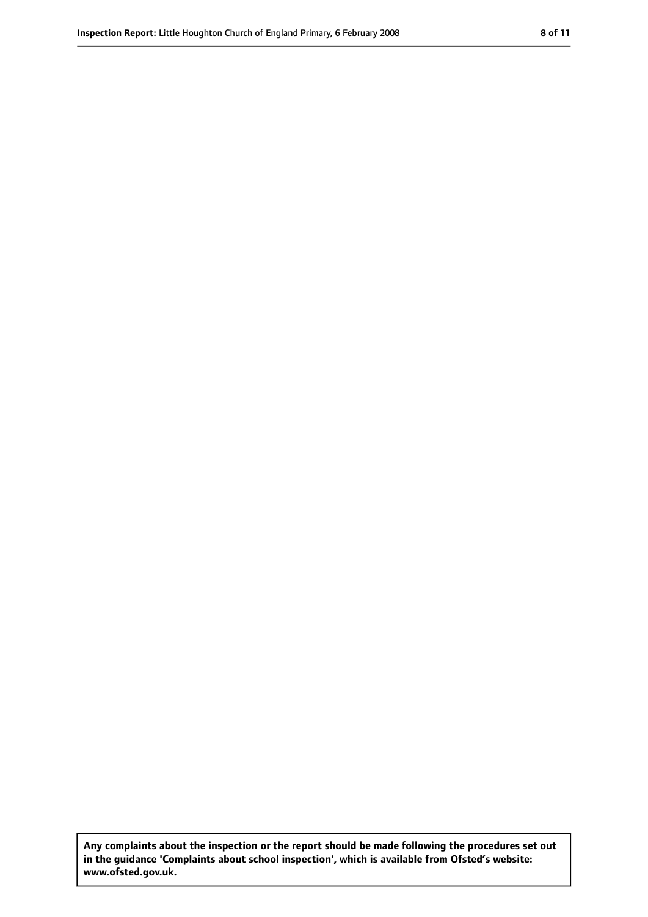**Any complaints about the inspection or the report should be made following the procedures set out in the guidance 'Complaints about school inspection', which is available from Ofsted's website: www.ofsted.gov.uk.**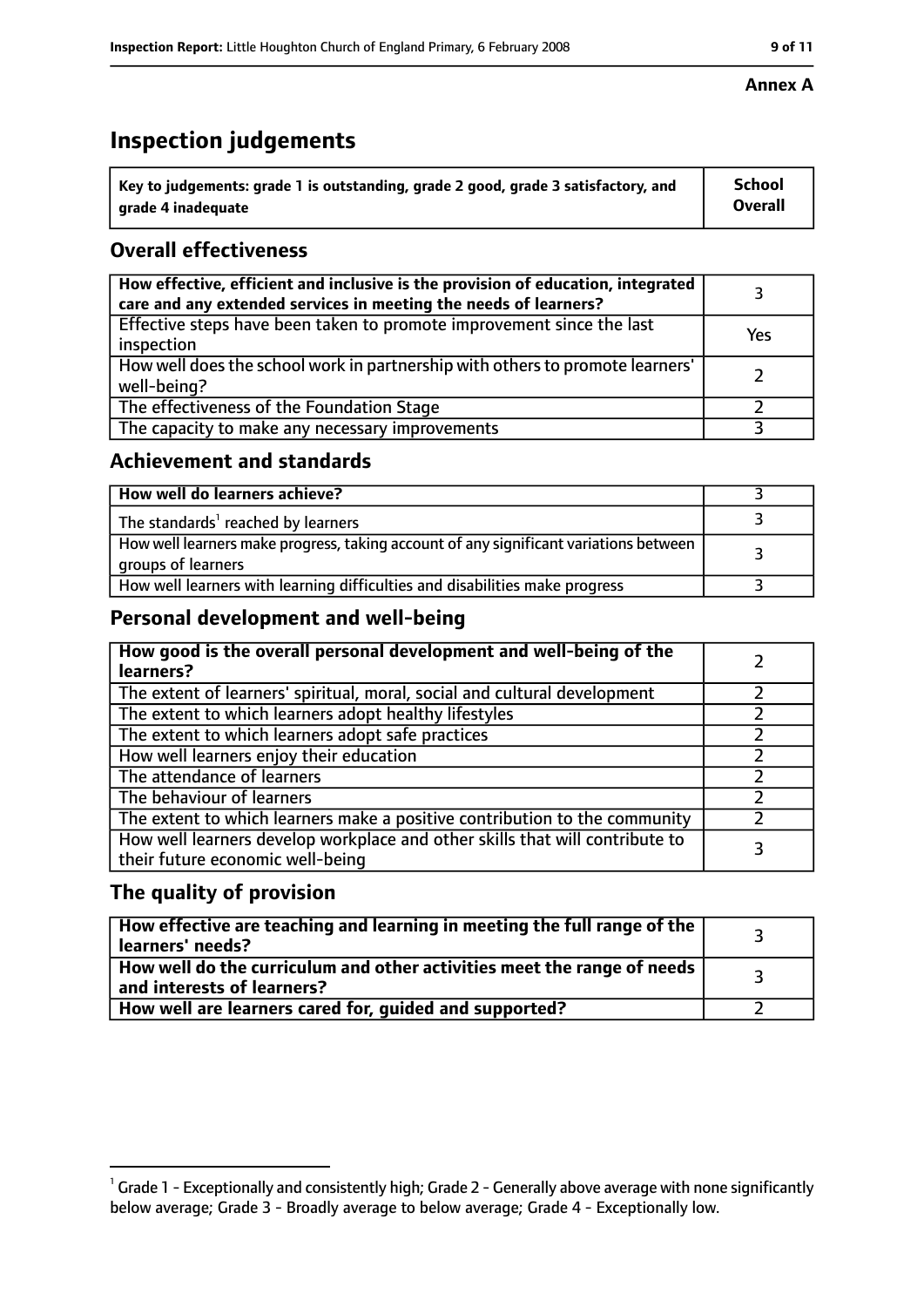**Annex A**

# Inspection judgements

| Key to judgements: grade 1 is outstanding, grade 2 good, grade 3 satisfactory, and grade 4 inadequate | School Overall |
|---|---|

## Overall effectiveness

| | |
|---|---|
| How effective, efficient and inclusive is the provision of education, integrated care and any extended services in meeting the needs of learners? | 3 |
| Effective steps have been taken to promote improvement since the last inspection | Yes |
| How well does the school work in partnership with others to promote learners' well-being? | 2 |
| The effectiveness of the Foundation Stage | 2 |
| The capacity to make any necessary improvements | 3 |

## Achievement and standards

| | |
|---|---|
| How well do learners achieve? | 3 |
| The standards[1] reached by learners | 3 |
| How well learners make progress, taking account of any significant variations between groups of learners | 3 |
| How well learners with learning difficulties and disabilities make progress | 3 |

## Personal development and well-being

| | |
|---|---|
| How good is the overall personal development and well-being of the learners? | 2 |
| The extent of learners' spiritual, moral, social and cultural development | 2 |
| The extent to which learners adopt healthy lifestyles | 2 |
| The extent to which learners adopt safe practices | 2 |
| How well learners enjoy their education | 2 |
| The attendance of learners | 2 |
| The behaviour of learners | 2 |
| The extent to which learners make a positive contribution to the community | 2 |
| How well learners develop workplace and other skills that will contribute to their future economic well-being | 3 |

## The quality of provision

| | |
|---|---|
| How effective are teaching and learning in meeting the full range of the learners' needs? | 3 |
| How well do the curriculum and other activities meet the range of needs and interests of learners? | 3 |
| How well are learners cared for, guided and supported? | 2 |

[1] Grade 1 - Exceptionally and consistently high; Grade 2 - Generally above average with none significantly below average; Grade 3 - Broadly average to below average; Grade 4 - Exceptionally low.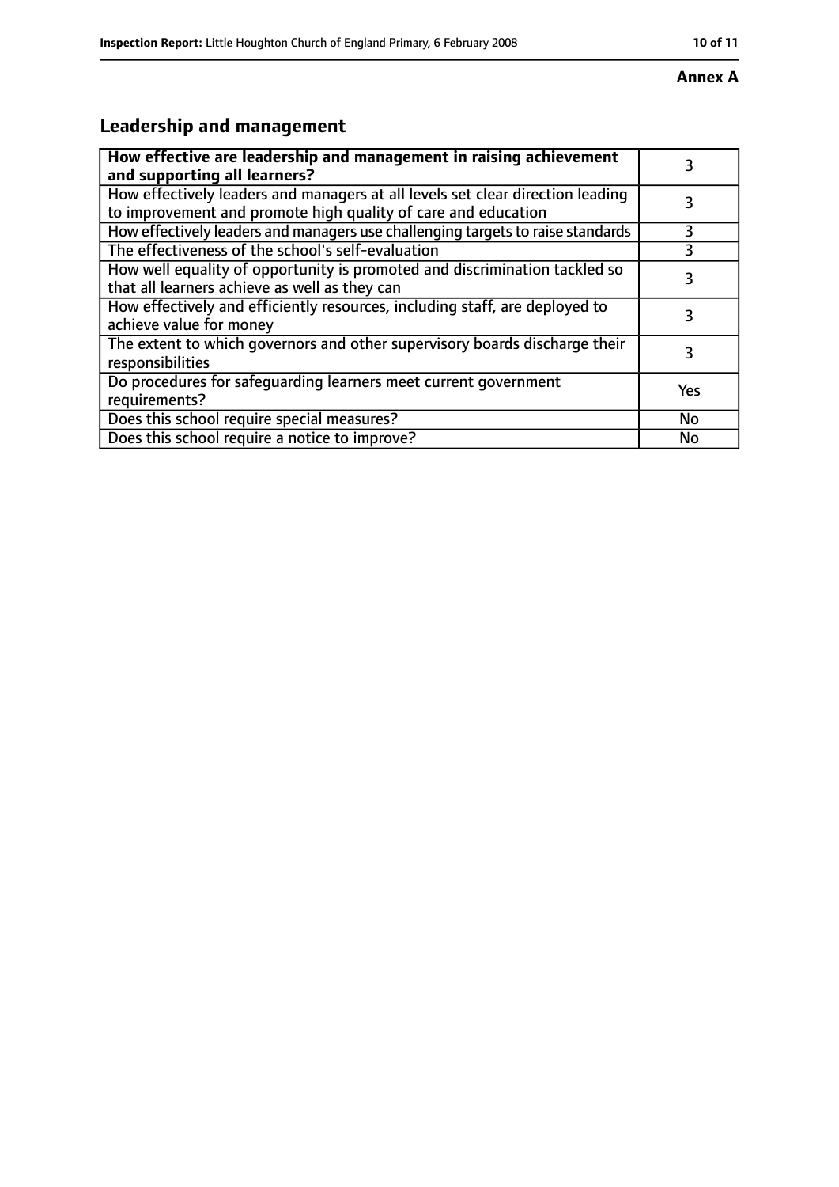**Annex A**

## Leadership and management

| **How effective are leadership and management in raising achievement and supporting all learners?** | 3 |
|---|---|
| How effectively leaders and managers at all levels set clear direction leading to improvement and promote high quality of care and education | 3 |
| How effectively leaders and managers use challenging targets to raise standards | 3 |
| The effectiveness of the school's self-evaluation | 3 |
| How well equality of opportunity is promoted and discrimination tackled so that all learners achieve as well as they can | 3 |
| How effectively and efficiently resources, including staff, are deployed to achieve value for money | 3 |
| The extent to which governors and other supervisory boards discharge their responsibilities | 3 |
| Do procedures for safeguarding learners meet current government requirements? | Yes |
| Does this school require special measures? | No |
| Does this school require a notice to improve? | No |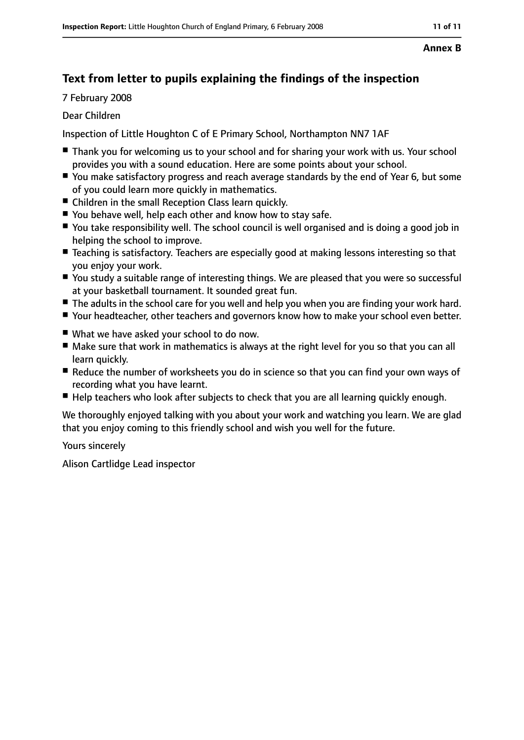**Annex B**

## Text from letter to pupils explaining the findings of the inspection

7 February 2008

Dear Children

Inspection of Little Houghton C of E Primary School, Northampton NN7 1AF

- Thank you for welcoming us to your school and for sharing your work with us. Your school provides you with a sound education. Here are some points about your school.
- You make satisfactory progress and reach average standards by the end of Year 6, but some of you could learn more quickly in mathematics.
- Children in the small Reception Class learn quickly.
- You behave well, help each other and know how to stay safe.
- You take responsibility well. The school council is well organised and is doing a good job in helping the school to improve.
- Teaching is satisfactory. Teachers are especially good at making lessons interesting so that you enjoy your work.
- You study a suitable range of interesting things. We are pleased that you were so successful at your basketball tournament. It sounded great fun.
- The adults in the school care for you well and help you when you are finding your work hard.
- Your headteacher, other teachers and governors know how to make your school even better.

- What we have asked your school to do now.
- Make sure that work in mathematics is always at the right level for you so that you can all learn quickly.
- Reduce the number of worksheets you do in science so that you can find your own ways of recording what you have learnt.
- Help teachers who look after subjects to check that you are all learning quickly enough.

We thoroughly enjoyed talking with you about your work and watching you learn. We are glad that you enjoy coming to this friendly school and wish you well for the future.

Yours sincerely

Alison Cartlidge Lead inspector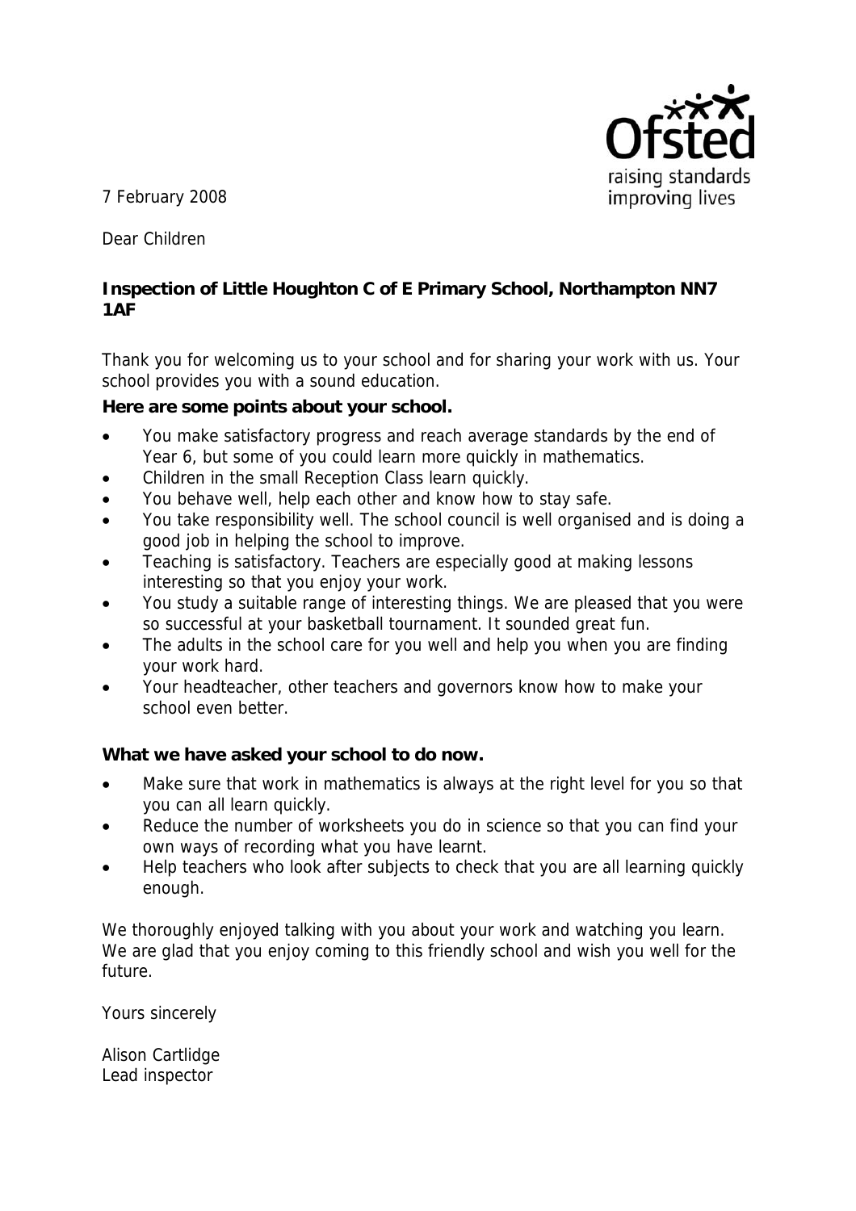7 February 2008

Dear Children

**Inspection of Little Houghton C of E Primary School, Northampton NN7 1AF**

Thank you for welcoming us to your school and for sharing your work with us. Your school provides you with a sound education.

**Here are some points about your school.**

- You make satisfactory progress and reach average standards by the end of Year 6, but some of you could learn more quickly in mathematics.
- Children in the small Reception Class learn quickly.
- You behave well, help each other and know how to stay safe.
- You take responsibility well. The school council is well organised and is doing a good job in helping the school to improve.
- Teaching is satisfactory. Teachers are especially good at making lessons interesting so that you enjoy your work.
- You study a suitable range of interesting things. We are pleased that you were so successful at your basketball tournament. It sounded great fun.
- The adults in the school care for you well and help you when you are finding your work hard.
- Your headteacher, other teachers and governors know how to make your school even better.

**What we have asked your school to do now.**

- Make sure that work in mathematics is always at the right level for you so that you can all learn quickly.
- Reduce the number of worksheets you do in science so that you can find your own ways of recording what you have learnt.
- Help teachers who look after subjects to check that you are all learning quickly enough.

We thoroughly enjoyed talking with you about your work and watching you learn. We are glad that you enjoy coming to this friendly school and wish you well for the future.

Yours sincerely

Alison Cartlidge
Lead inspector